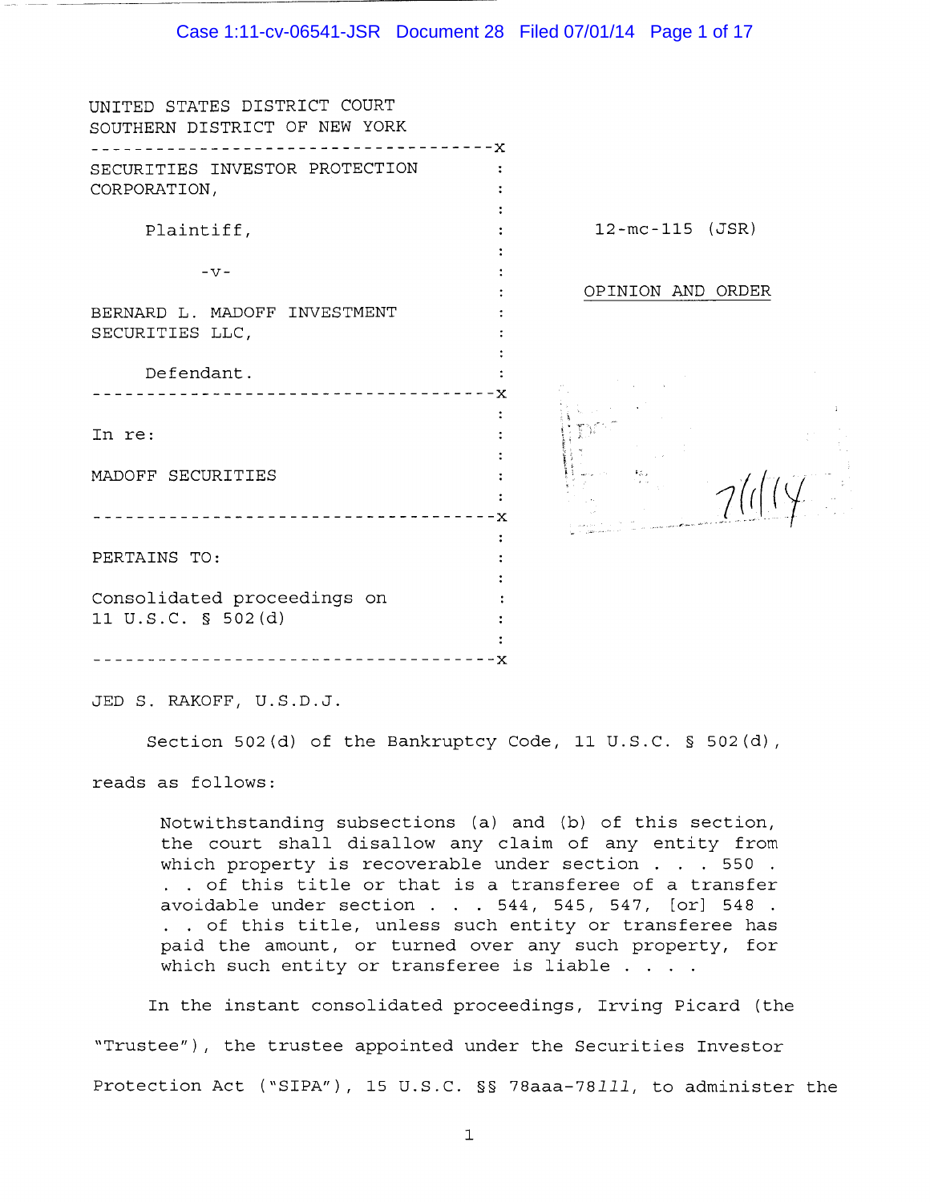UNITED STATES DISTRICT COURT
SOUTHERN DISTRICT OF NEW YORK

SECURITIES INVESTOR PROTECTION CORPORATION,

Plaintiff,

-v-

BERNARD L. MADOFF INVESTMENT SECURITIES LLC,

Defendant.

12-mc-115 (JSR)

OPINION AND ORDER

In re:

MADOFF SECURITIES

PERTAINS TO:

Consolidated proceedings on 11 U.S.C. § 502(d)

JED S. RAKOFF, U.S.D.J.

Section 502(d) of the Bankruptcy Code, 11 U.S.C. § 502(d), reads as follows:

> Notwithstanding subsections (a) and (b) of this section, the court shall disallow any claim of any entity from which property is recoverable under section . . . 550 . . . of this title or that is a transferee of a transfer avoidable under section . . . 544, 545, 547, [or] 548 . . . of this title, unless such entity or transferee has paid the amount, or turned over any such property, for which such entity or transferee is liable . . . .

In the instant consolidated proceedings, Irving Picard (the "Trustee"), the trustee appointed under the Securities Investor Protection Act ("SIPA"), 15 U.S.C. §§ 78aaa-78*lll*, to administer the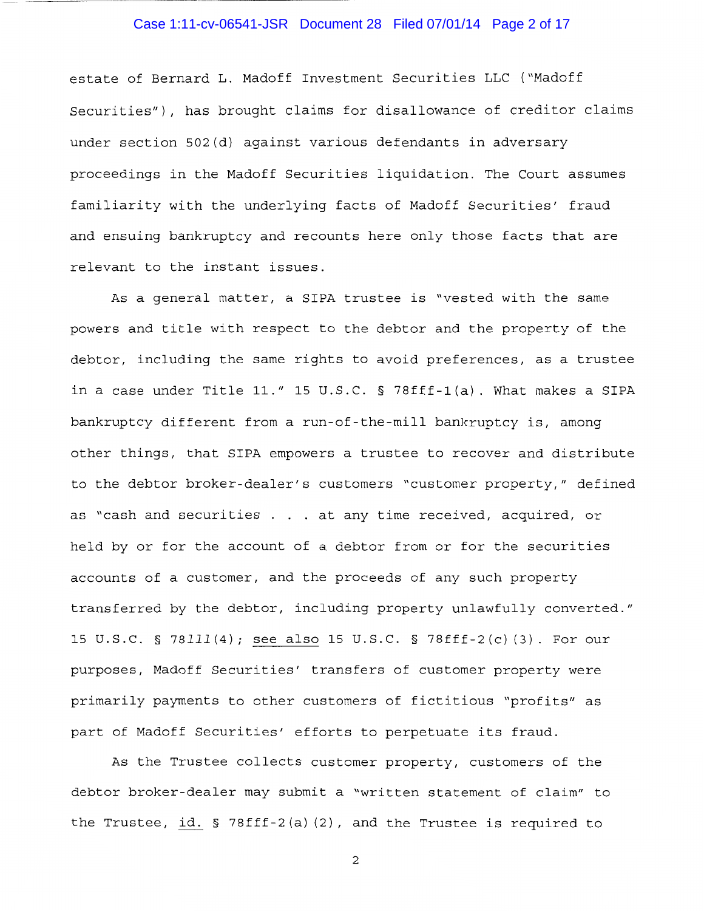estate of Bernard L. Madoff Investment Securities LLC ("Madoff Securities"), has brought claims for disallowance of creditor claims under section 502(d) against various defendants in adversary proceedings in the Madoff Securities liquidation. The Court assumes familiarity with the underlying facts of Madoff Securities' fraud and ensuing bankruptcy and recounts here only those facts that are relevant to the instant issues.

As a general matter, a SIPA trustee is "vested with the same powers and title with respect to the debtor and the property of the debtor, including the same rights to avoid preferences, as a trustee in a case under Title 11." 15 U.S.C. § 78fff-1(a). What makes a SIPA bankruptcy different from a run-of-the-mill bankruptcy is, among other things, that SIPA empowers a trustee to recover and distribute to the debtor broker-dealer's customers "customer property," defined as "cash and securities . . . at any time received, acquired, or held by or for the account of a debtor from or for the securities accounts of a customer, and the proceeds of any such property transferred by the debtor, including property unlawfully converted." 15 U.S.C. § 78*lll*(4); see also 15 U.S.C. § 78fff-2(c)(3). For our purposes, Madoff Securities' transfers of customer property were primarily payments to other customers of fictitious "profits" as part of Madoff Securities' efforts to perpetuate its fraud.

As the Trustee collects customer property, customers of the debtor broker-dealer may submit a "written statement of claim" to the Trustee, id. § 78fff-2(a)(2), and the Trustee is required to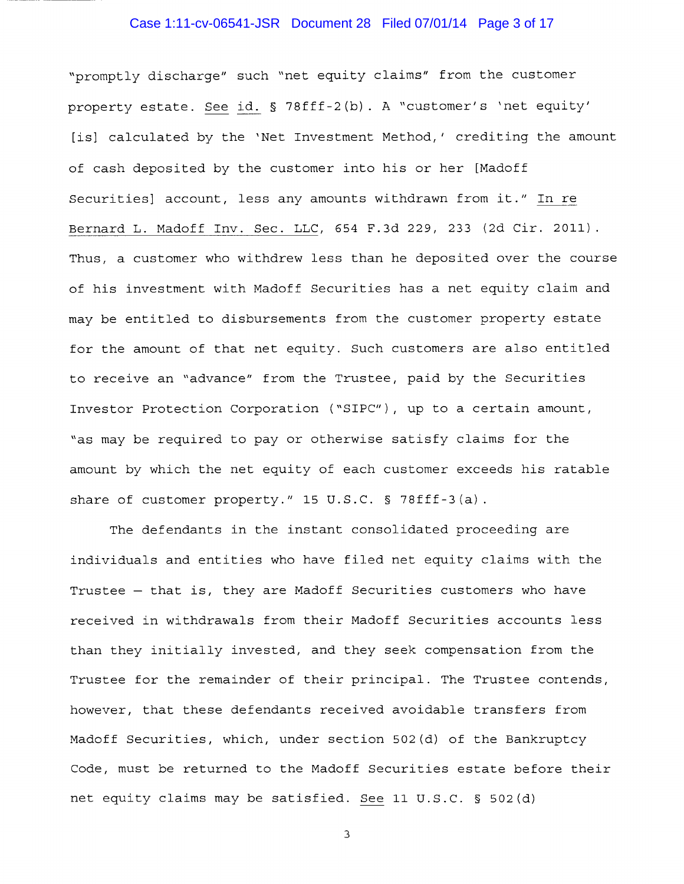"promptly discharge" such "net equity claims" from the customer property estate. See id. § 78fff-2(b). A "customer's 'net equity' [is] calculated by the 'Net Investment Method,' crediting the amount of cash deposited by the customer into his or her [Madoff Securities] account, less any amounts withdrawn from it." In re Bernard L. Madoff Inv. Sec. LLC, 654 F.3d 229, 233 (2d Cir. 2011). Thus, a customer who withdrew less than he deposited over the course of his investment with Madoff Securities has a net equity claim and may be entitled to disbursements from the customer property estate for the amount of that net equity. Such customers are also entitled to receive an "advance" from the Trustee, paid by the Securities Investor Protection Corporation ("SIPC"), up to a certain amount, "as may be required to pay or otherwise satisfy claims for the amount by which the net equity of each customer exceeds his ratable share of customer property." 15 U.S.C. § 78fff-3(a).

The defendants in the instant consolidated proceeding are individuals and entities who have filed net equity claims with the Trustee – that is, they are Madoff Securities customers who have received in withdrawals from their Madoff Securities accounts less than they initially invested, and they seek compensation from the Trustee for the remainder of their principal. The Trustee contends, however, that these defendants received avoidable transfers from Madoff Securities, which, under section 502(d) of the Bankruptcy Code, must be returned to the Madoff Securities estate before their net equity claims may be satisfied. See 11 U.S.C. § 502(d)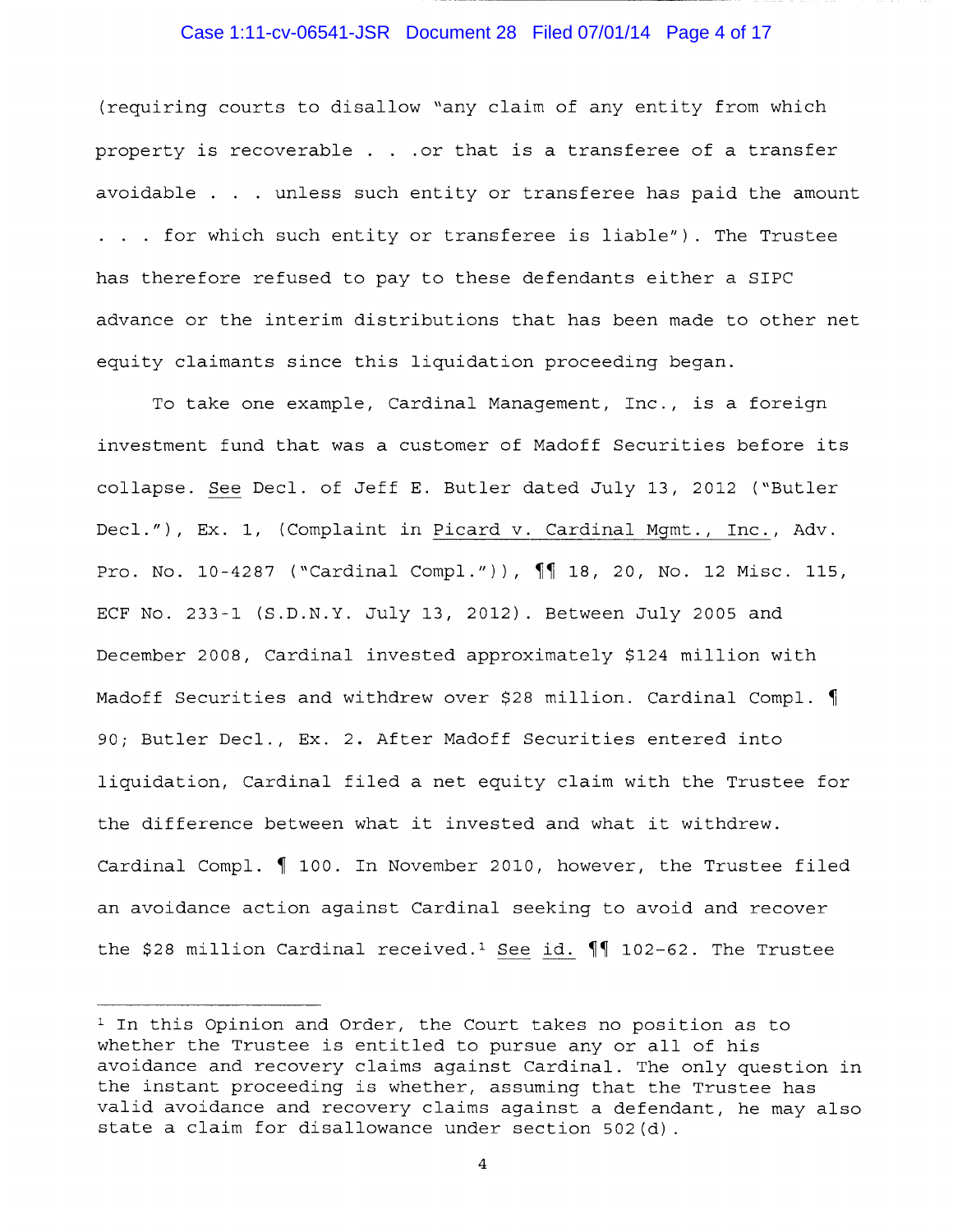(requiring courts to disallow "any claim of any entity from which property is recoverable . . .or that is a transferee of a transfer avoidable . . . unless such entity or transferee has paid the amount . . . for which such entity or transferee is liable"). The Trustee has therefore refused to pay to these defendants either a SIPC advance or the interim distributions that has been made to other net equity claimants since this liquidation proceeding began.

To take one example, Cardinal Management, Inc., is a foreign investment fund that was a customer of Madoff Securities before its collapse. See Decl. of Jeff E. Butler dated July 13, 2012 ("Butler Decl."), Ex. 1, (Complaint in Picard v. Cardinal Mgmt., Inc., Adv. Pro. No. 10-4287 ("Cardinal Compl.")), ¶¶ 18, 20, No. 12 Misc. 115, ECF No. 233-1 (S.D.N.Y. July 13, 2012). Between July 2005 and December 2008, Cardinal invested approximately $124 million with Madoff Securities and withdrew over $28 million. Cardinal Compl. ¶ 90; Butler Decl., Ex. 2. After Madoff Securities entered into liquidation, Cardinal filed a net equity claim with the Trustee for the difference between what it invested and what it withdrew. Cardinal Compl. ¶ 100. In November 2010, however, the Trustee filed an avoidance action against Cardinal seeking to avoid and recover the $28 million Cardinal received.[1] See id. ¶¶ 102-62. The Trustee

---

[1] In this Opinion and Order, the Court takes no position as to whether the Trustee is entitled to pursue any or all of his avoidance and recovery claims against Cardinal. The only question in the instant proceeding is whether, assuming that the Trustee has valid avoidance and recovery claims against a defendant, he may also state a claim for disallowance under section 502(d).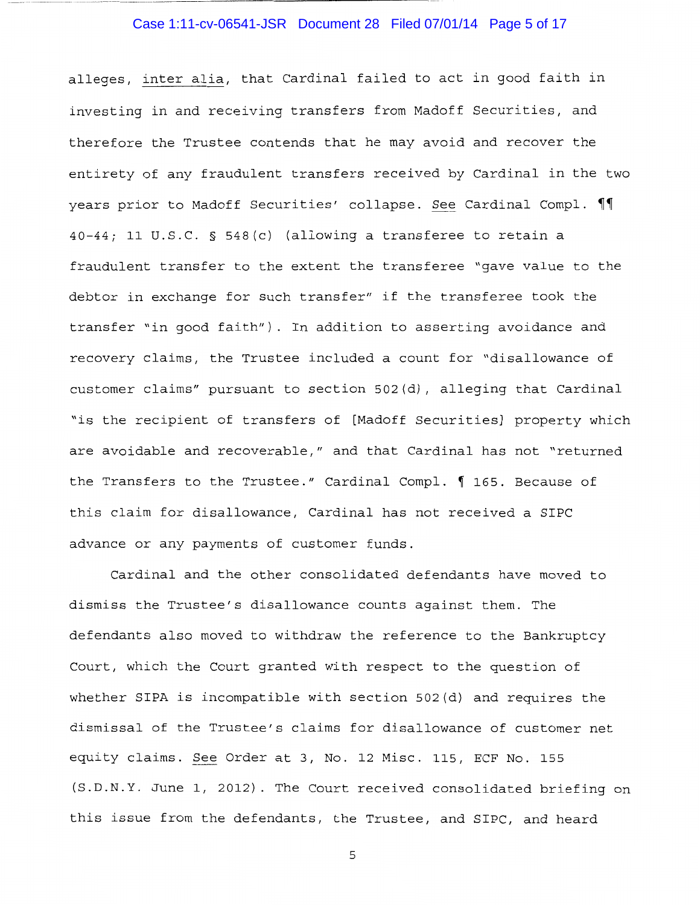alleges, _inter alia_, that Cardinal failed to act in good faith in investing in and receiving transfers from Madoff Securities, and therefore the Trustee contends that he may avoid and recover the entirety of any fraudulent transfers received by Cardinal in the two years prior to Madoff Securities' collapse. _See_ Cardinal Compl. ¶¶ 40-44; 11 U.S.C. § 548(c) (allowing a transferee to retain a fraudulent transfer to the extent the transferee "gave value to the debtor in exchange for such transfer" if the transferee took the transfer "in good faith"). In addition to asserting avoidance and recovery claims, the Trustee included a count for "disallowance of customer claims" pursuant to section 502(d), alleging that Cardinal "is the recipient of transfers of [Madoff Securities] property which are avoidable and recoverable," and that Cardinal has not "returned the Transfers to the Trustee." Cardinal Compl. ¶ 165. Because of this claim for disallowance, Cardinal has not received a SIPC advance or any payments of customer funds.

Cardinal and the other consolidated defendants have moved to dismiss the Trustee's disallowance counts against them. The defendants also moved to withdraw the reference to the Bankruptcy Court, which the Court granted with respect to the question of whether SIPA is incompatible with section 502(d) and requires the dismissal of the Trustee's claims for disallowance of customer net equity claims. _See_ Order at 3, No. 12 Misc. 115, ECF No. 155 (S.D.N.Y. June 1, 2012). The Court received consolidated briefing on this issue from the defendants, the Trustee, and SIPC, and heard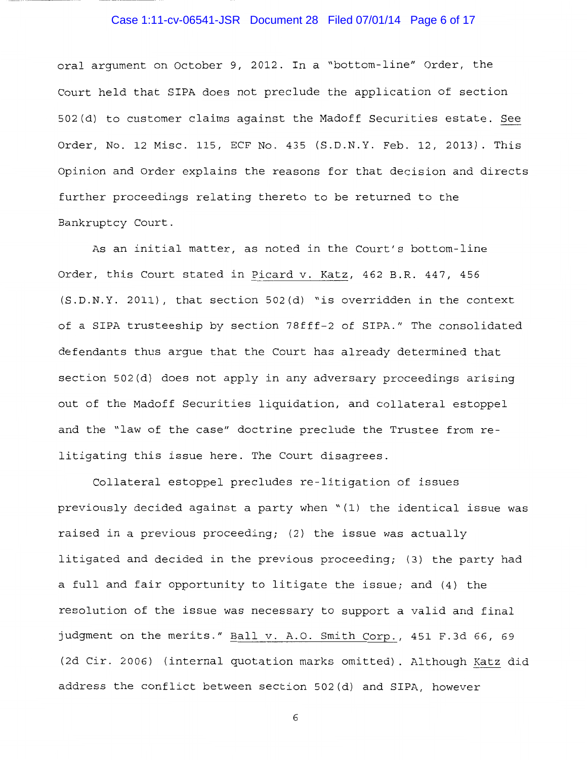oral argument on October 9, 2012. In a "bottom-line" Order, the Court held that SIPA does not preclude the application of section 502(d) to customer claims against the Madoff Securities estate. *See* Order, No. 12 Misc. 115, ECF No. 435 (S.D.N.Y. Feb. 12, 2013). This Opinion and Order explains the reasons for that decision and directs further proceedings relating thereto to be returned to the Bankruptcy Court.

As an initial matter, as noted in the Court's bottom-line Order, this Court stated in *Picard v. Katz*, 462 B.R. 447, 456 (S.D.N.Y. 2011), that section 502(d) "is overridden in the context of a SIPA trusteeship by section 78fff-2 of SIPA." The consolidated defendants thus argue that the Court has already determined that section 502(d) does not apply in any adversary proceedings arising out of the Madoff Securities liquidation, and collateral estoppel and the "law of the case" doctrine preclude the Trustee from re-litigating this issue here. The Court disagrees.

Collateral estoppel precludes re-litigation of issues previously decided against a party when "(1) the identical issue was raised in a previous proceeding; (2) the issue was actually litigated and decided in the previous proceeding; (3) the party had a full and fair opportunity to litigate the issue; and (4) the resolution of the issue was necessary to support a valid and final judgment on the merits." *Ball v. A.O. Smith Corp.*, 451 F.3d 66, 69 (2d Cir. 2006) (internal quotation marks omitted). Although *Katz* did address the conflict between section 502(d) and SIPA, however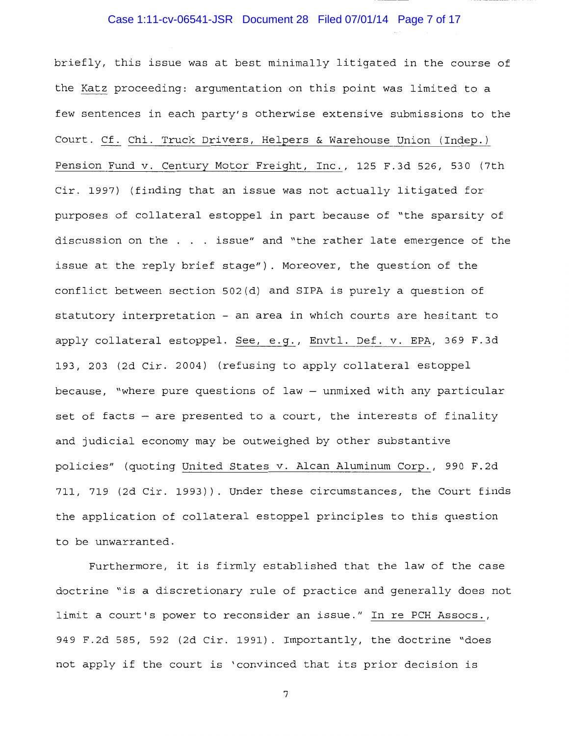briefly, this issue was at best minimally litigated in the course of the Katz proceeding: argumentation on this point was limited to a few sentences in each party's otherwise extensive submissions to the Court. Cf. Chi. Truck Drivers, Helpers & Warehouse Union (Indep.) Pension Fund v. Century Motor Freight, Inc., 125 F.3d 526, 530 (7th Cir. 1997) (finding that an issue was not actually litigated for purposes of collateral estoppel in part because of "the sparsity of discussion on the . . . issue" and "the rather late emergence of the issue at the reply brief stage"). Moreover, the question of the conflict between section 502(d) and SIPA is purely a question of statutory interpretation - an area in which courts are hesitant to apply collateral estoppel. See, e.g., Envtl. Def. v. EPA, 369 F.3d 193, 203 (2d Cir. 2004) (refusing to apply collateral estoppel because, "where pure questions of law – unmixed with any particular set of facts – are presented to a court, the interests of finality and judicial economy may be outweighed by other substantive policies" (quoting United States v. Alcan Aluminum Corp., 990 F.2d 711, 719 (2d Cir. 1993)). Under these circumstances, the Court finds the application of collateral estoppel principles to this question to be unwarranted.

Furthermore, it is firmly established that the law of the case doctrine "is a discretionary rule of practice and generally does not limit a court's power to reconsider an issue." In re PCH Assocs., 949 F.2d 585, 592 (2d Cir. 1991). Importantly, the doctrine "does not apply if the court is 'convinced that its prior decision is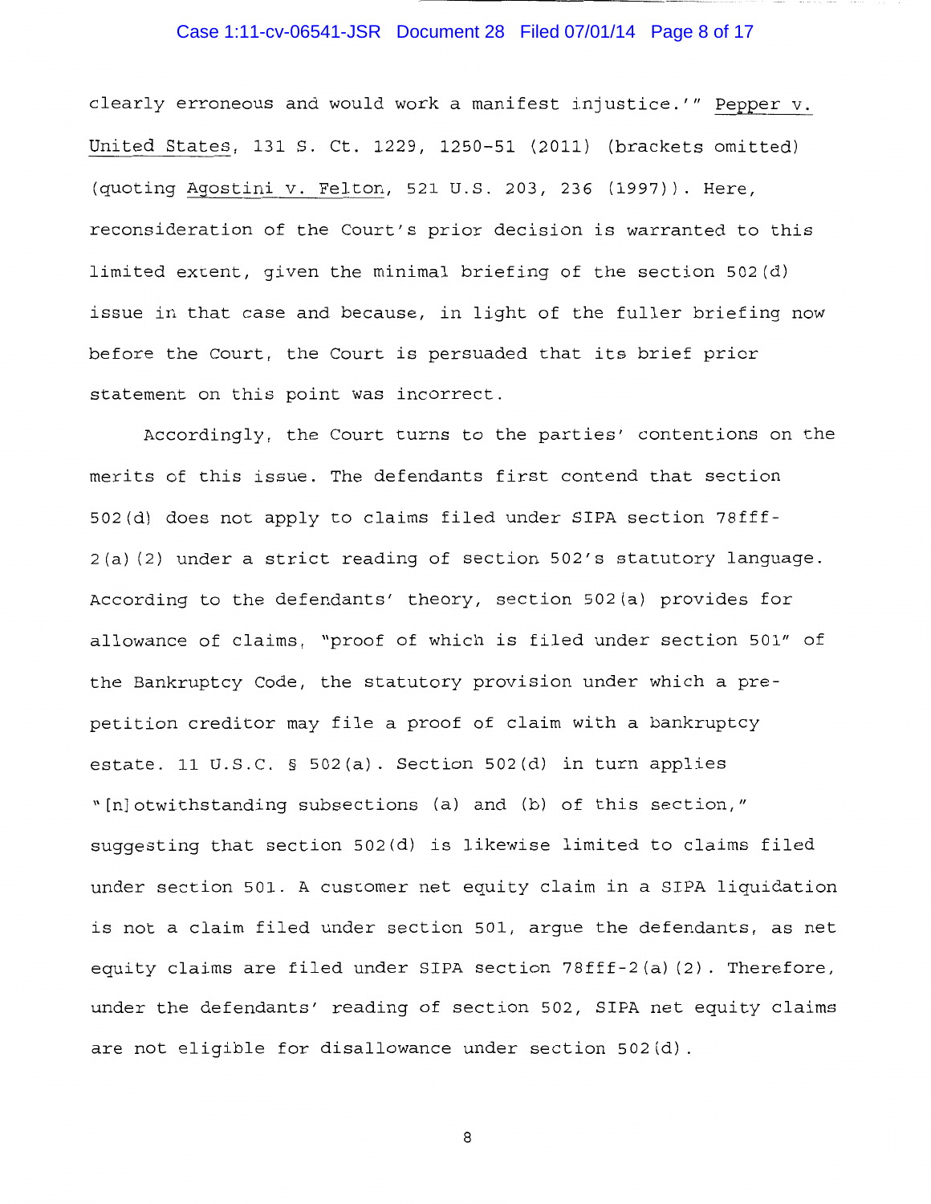clearly erroneous and would work a manifest injustice.'" Pepper v. United States, 131 S. Ct. 1229, 1250-51 (2011) (brackets omitted) (quoting Agostini v. Felton, 521 U.S. 203, 236 (1997)). Here, reconsideration of the Court's prior decision is warranted to this limited extent, given the minimal briefing of the section 502(d) issue in that case and because, in light of the fuller briefing now before the Court, the Court is persuaded that its brief prior statement on this point was incorrect.

Accordingly, the Court turns to the parties' contentions on the merits of this issue. The defendants first contend that section 502(d) does not apply to claims filed under SIPA section 78fff-2(a)(2) under a strict reading of section 502's statutory language. According to the defendants' theory, section 502(a) provides for allowance of claims, "proof of which is filed under section 501" of the Bankruptcy Code, the statutory provision under which a pre-petition creditor may file a proof of claim with a bankruptcy estate. 11 U.S.C. § 502(a). Section 502(d) in turn applies "[n]otwithstanding subsections (a) and (b) of this section," suggesting that section 502(d) is likewise limited to claims filed under section 501. A customer net equity claim in a SIPA liquidation is not a claim filed under section 501, argue the defendants, as net equity claims are filed under SIPA section 78fff-2(a)(2). Therefore, under the defendants' reading of section 502, SIPA net equity claims are not eligible for disallowance under section 502(d).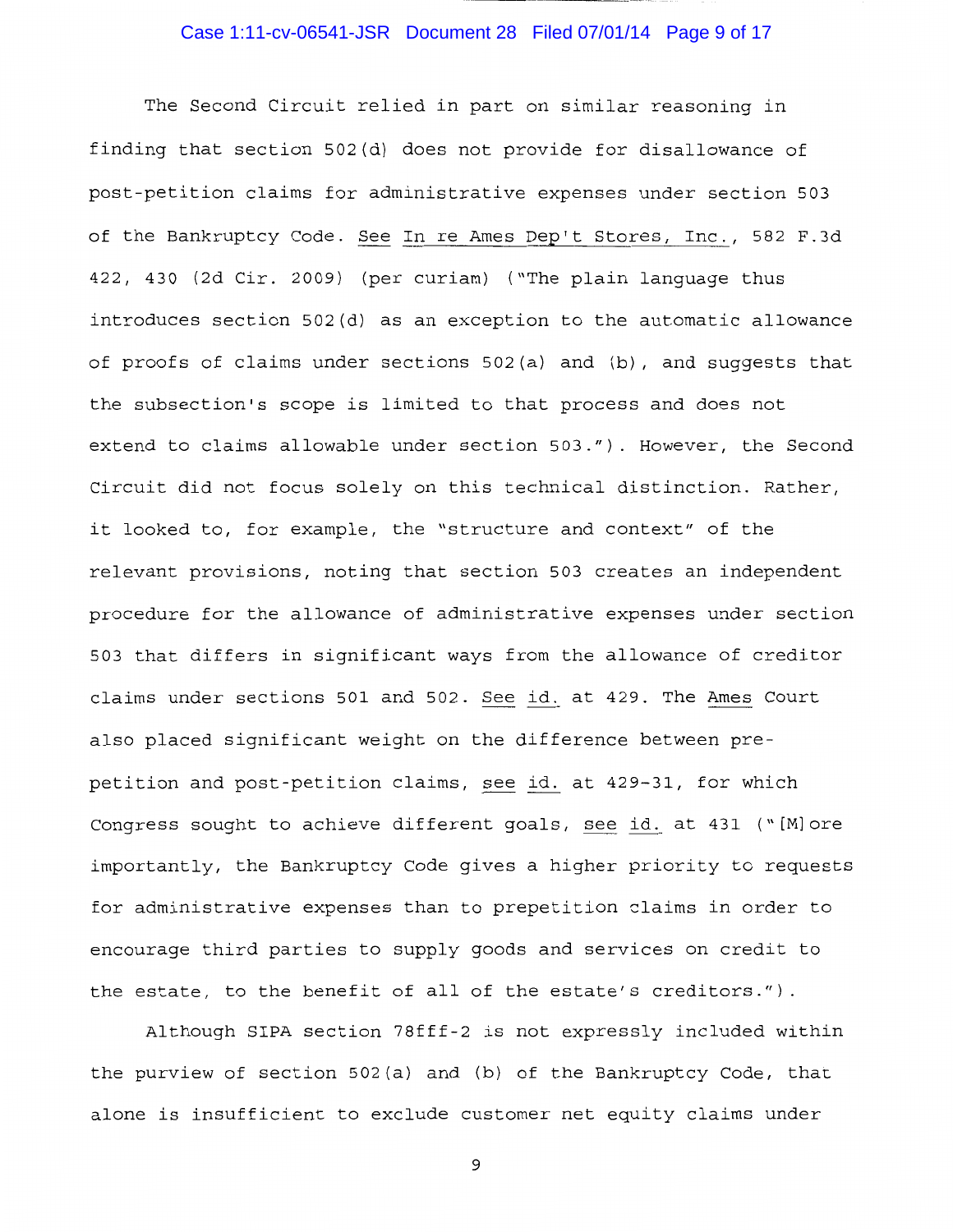The Second Circuit relied in part on similar reasoning in finding that section 502(d) does not provide for disallowance of post-petition claims for administrative expenses under section 503 of the Bankruptcy Code. See In re Ames Dep't Stores, Inc., 582 F.3d 422, 430 (2d Cir. 2009) (per curiam) ("The plain language thus introduces section 502(d) as an exception to the automatic allowance of proofs of claims under sections 502(a) and (b), and suggests that the subsection's scope is limited to that process and does not extend to claims allowable under section 503."). However, the Second Circuit did not focus solely on this technical distinction. Rather, it looked to, for example, the "structure and context" of the relevant provisions, noting that section 503 creates an independent procedure for the allowance of administrative expenses under section 503 that differs in significant ways from the allowance of creditor claims under sections 501 and 502. See id. at 429. The Ames Court also placed significant weight on the difference between pre-petition and post-petition claims, see id. at 429-31, for which Congress sought to achieve different goals, see id. at 431 ("[M]ore importantly, the Bankruptcy Code gives a higher priority to requests for administrative expenses than to prepetition claims in order to encourage third parties to supply goods and services on credit to the estate, to the benefit of all of the estate's creditors.").

Although SIPA section 78fff-2 is not expressly included within the purview of section 502(a) and (b) of the Bankruptcy Code, that alone is insufficient to exclude customer net equity claims under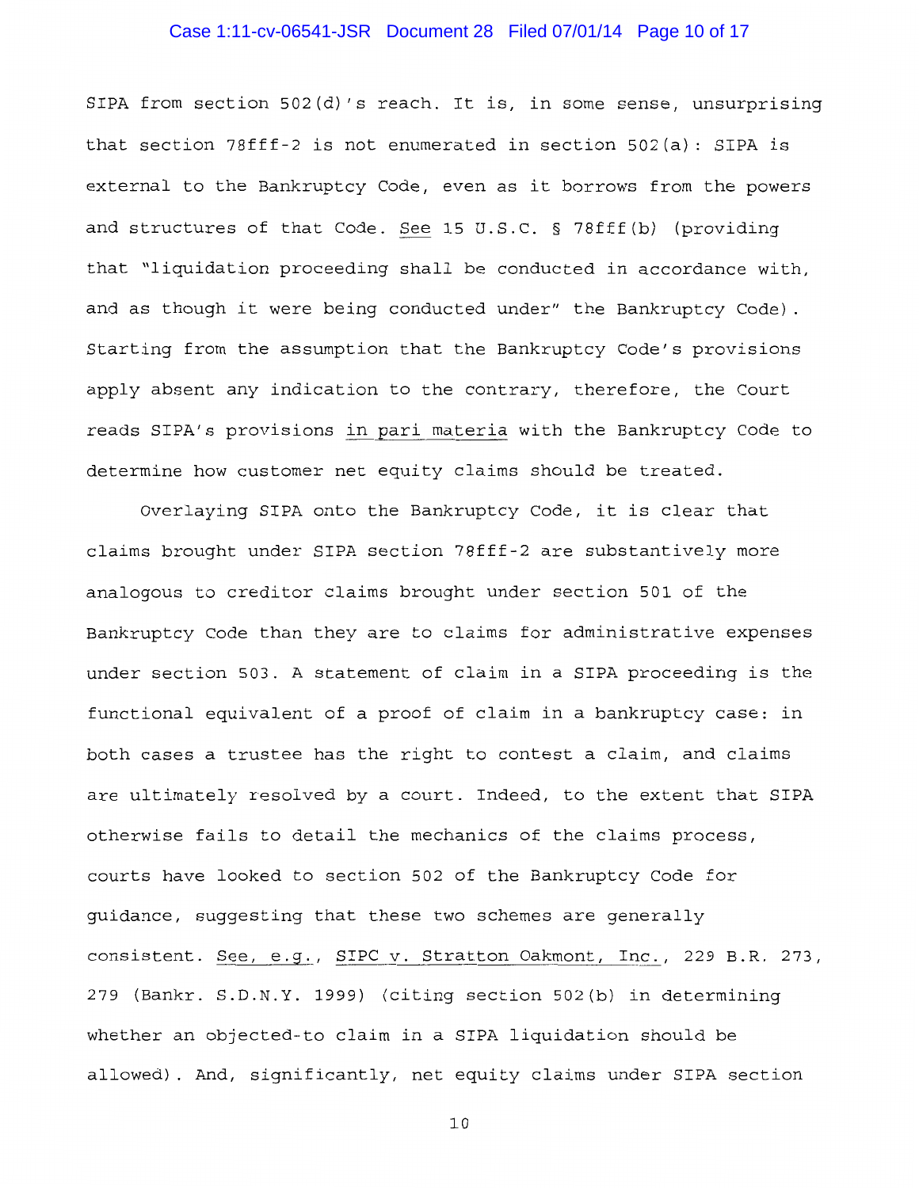SIPA from section 502(d)'s reach. It is, in some sense, unsurprising that section 78fff-2 is not enumerated in section 502(a): SIPA is external to the Bankruptcy Code, even as it borrows from the powers and structures of that Code. See 15 U.S.C. § 78fff(b) (providing that "liquidation proceeding shall be conducted in accordance with, and as though it were being conducted under" the Bankruptcy Code). Starting from the assumption that the Bankruptcy Code's provisions apply absent any indication to the contrary, therefore, the Court reads SIPA's provisions in pari materia with the Bankruptcy Code to determine how customer net equity claims should be treated.

Overlaying SIPA onto the Bankruptcy Code, it is clear that claims brought under SIPA section 78fff-2 are substantively more analogous to creditor claims brought under section 501 of the Bankruptcy Code than they are to claims for administrative expenses under section 503. A statement of claim in a SIPA proceeding is the functional equivalent of a proof of claim in a bankruptcy case: in both cases a trustee has the right to contest a claim, and claims are ultimately resolved by a court. Indeed, to the extent that SIPA otherwise fails to detail the mechanics of the claims process, courts have looked to section 502 of the Bankruptcy Code for guidance, suggesting that these two schemes are generally consistent. See, e.g., SIPC v. Stratton Oakmont, Inc., 229 B.R. 273, 279 (Bankr. S.D.N.Y. 1999) (citing section 502(b) in determining whether an objected-to claim in a SIPA liquidation should be allowed). And, significantly, net equity claims under SIPA section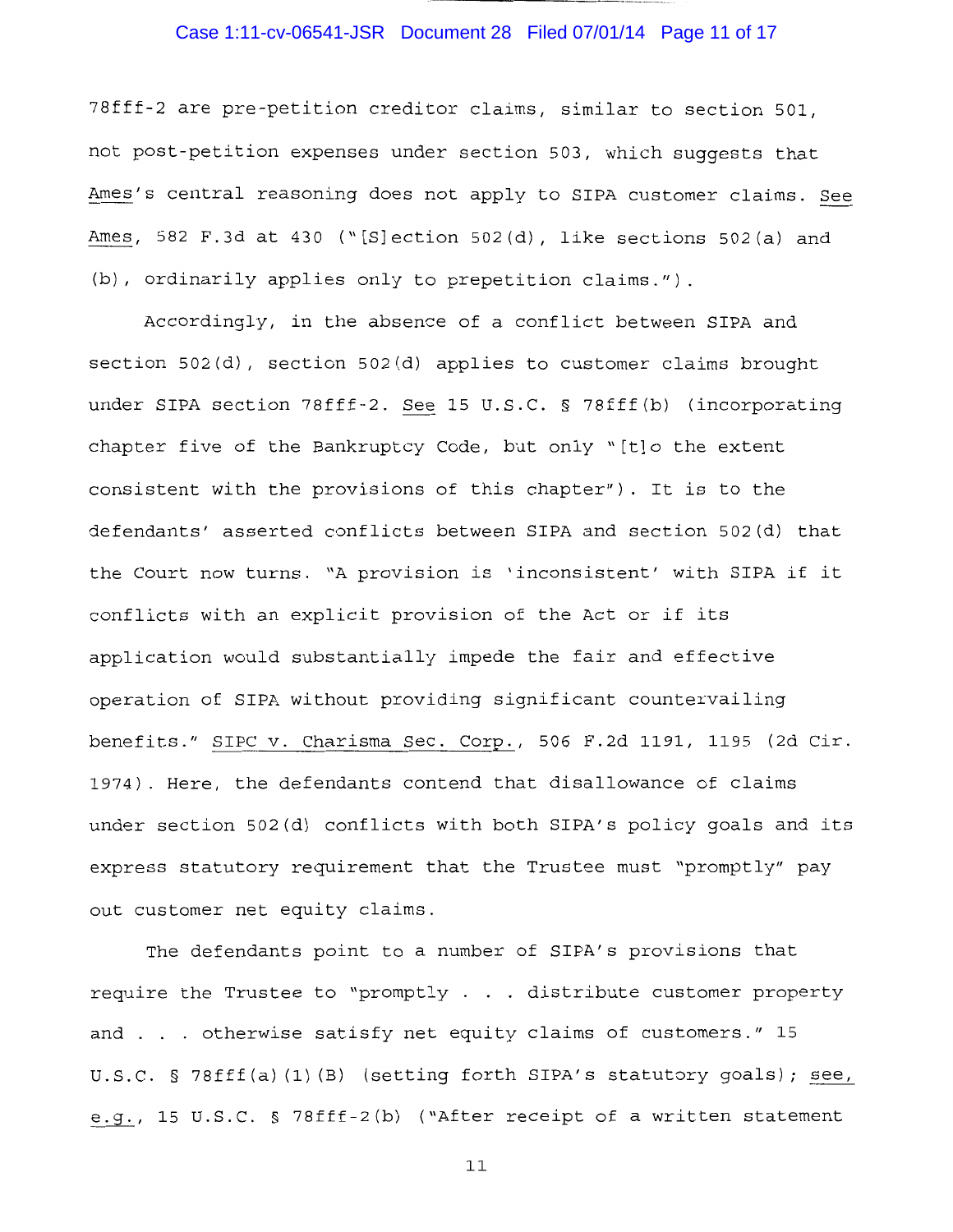78fff-2 are pre-petition creditor claims, similar to section 501, not post-petition expenses under section 503, which suggests that Ames's central reasoning does not apply to SIPA customer claims. See Ames, 582 F.3d at 430 ("[S]ection 502(d), like sections 502(a) and (b), ordinarily applies only to prepetition claims.").

Accordingly, in the absence of a conflict between SIPA and section 502(d), section 502(d) applies to customer claims brought under SIPA section 78fff-2. See 15 U.S.C. § 78fff(b) (incorporating chapter five of the Bankruptcy Code, but only "[t]o the extent consistent with the provisions of this chapter"). It is to the defendants' asserted conflicts between SIPA and section 502(d) that the Court now turns. "A provision is 'inconsistent' with SIPA if it conflicts with an explicit provision of the Act or if its application would substantially impede the fair and effective operation of SIPA without providing significant countervailing benefits." SIPC v. Charisma Sec. Corp., 506 F.2d 1191, 1195 (2d Cir. 1974). Here, the defendants contend that disallowance of claims under section 502(d) conflicts with both SIPA's policy goals and its express statutory requirement that the Trustee must "promptly" pay out customer net equity claims.

The defendants point to a number of SIPA's provisions that require the Trustee to "promptly . . . distribute customer property and . . . otherwise satisfy net equity claims of customers." 15 U.S.C. § 78fff(a)(1)(B) (setting forth SIPA's statutory goals); see, e.g., 15 U.S.C. § 78fff-2(b) ("After receipt of a written statement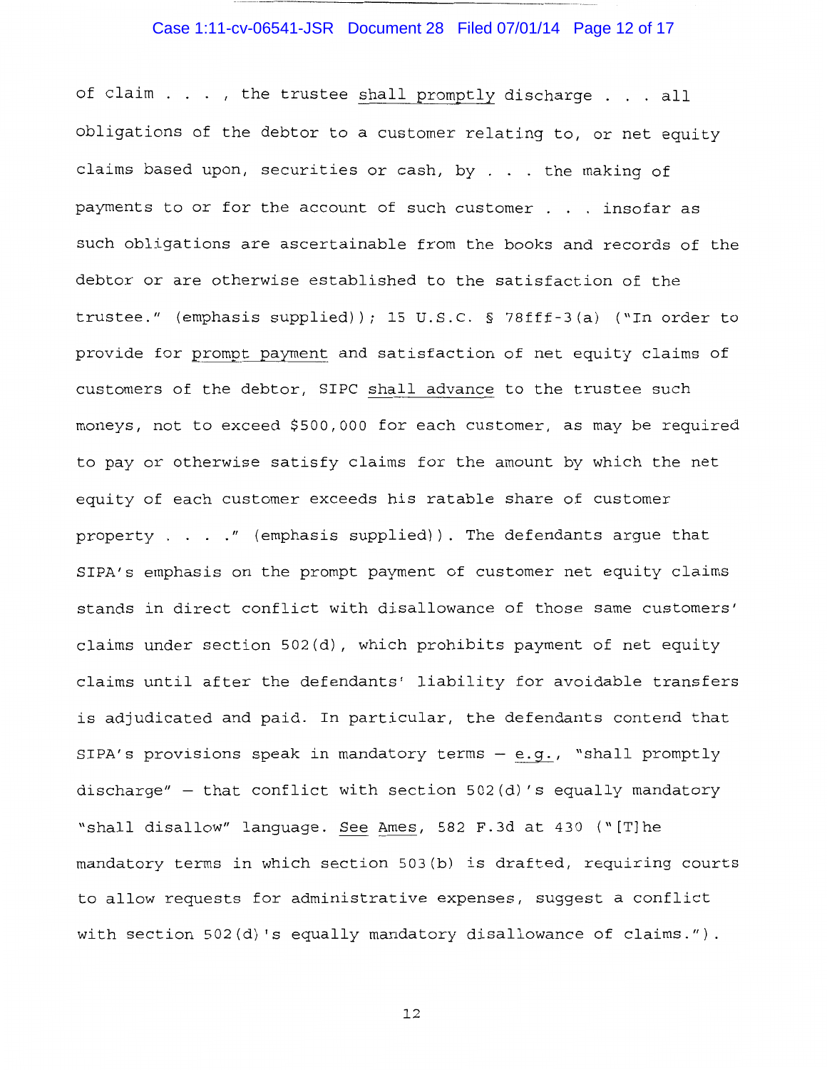of claim . . . , the trustee shall promptly discharge . . . all obligations of the debtor to a customer relating to, or net equity claims based upon, securities or cash, by . . . the making of payments to or for the account of such customer . . . insofar as such obligations are ascertainable from the books and records of the debtor or are otherwise established to the satisfaction of the trustee." (emphasis supplied)); 15 U.S.C. § 78fff-3(a) ("In order to provide for prompt payment and satisfaction of net equity claims of customers of the debtor, SIPC shall advance to the trustee such moneys, not to exceed $500,000 for each customer, as may be required to pay or otherwise satisfy claims for the amount by which the net equity of each customer exceeds his ratable share of customer property . . . ." (emphasis supplied)). The defendants argue that SIPA's emphasis on the prompt payment of customer net equity claims stands in direct conflict with disallowance of those same customers' claims under section 502(d), which prohibits payment of net equity claims until after the defendants' liability for avoidable transfers is adjudicated and paid. In particular, the defendants contend that SIPA's provisions speak in mandatory terms – e.g., "shall promptly discharge" – that conflict with section 502(d)'s equally mandatory "shall disallow" language. See Ames, 582 F.3d at 430 ("[T]he mandatory terms in which section 503(b) is drafted, requiring courts to allow requests for administrative expenses, suggest a conflict with section 502(d)'s equally mandatory disallowance of claims.").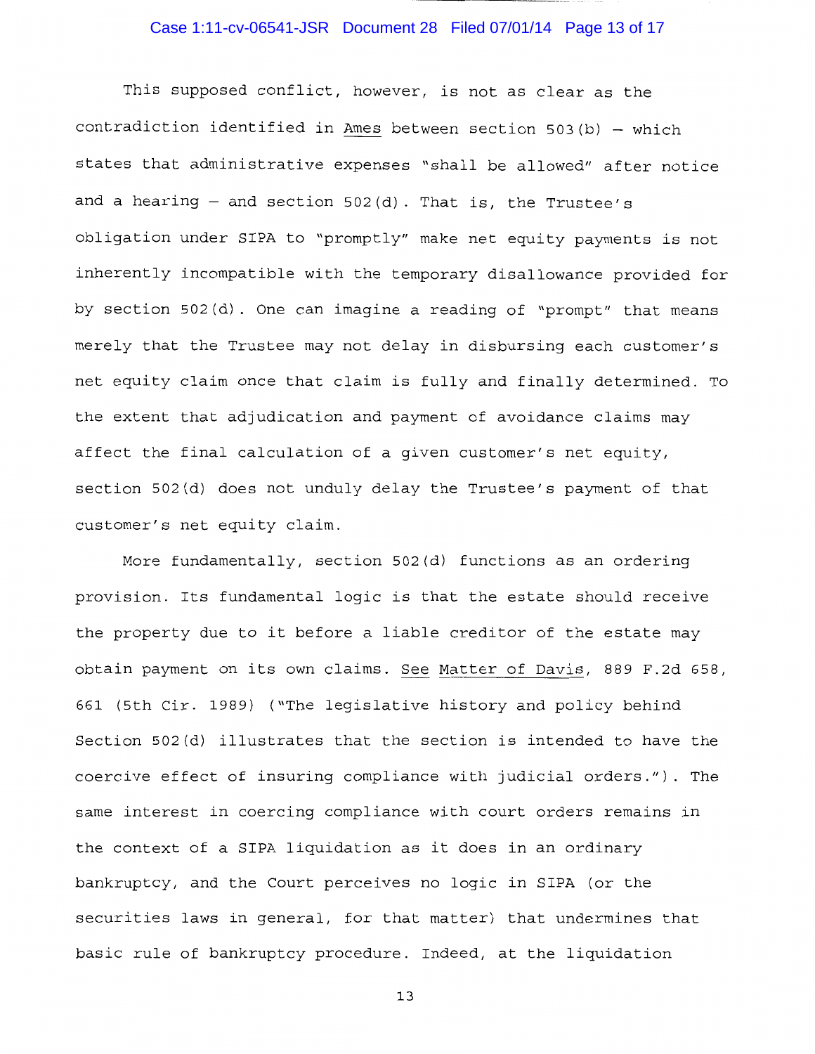This supposed conflict, however, is not as clear as the contradiction identified in Ames between section 503(b) – which states that administrative expenses "shall be allowed" after notice and a hearing – and section 502(d). That is, the Trustee's obligation under SIPA to "promptly" make net equity payments is not inherently incompatible with the temporary disallowance provided for by section 502(d). One can imagine a reading of "prompt" that means merely that the Trustee may not delay in disbursing each customer's net equity claim once that claim is fully and finally determined. To the extent that adjudication and payment of avoidance claims may affect the final calculation of a given customer's net equity, section 502(d) does not unduly delay the Trustee's payment of that customer's net equity claim.

More fundamentally, section 502(d) functions as an ordering provision. Its fundamental logic is that the estate should receive the property due to it before a liable creditor of the estate may obtain payment on its own claims. See Matter of Davis, 889 F.2d 658, 661 (5th Cir. 1989) ("The legislative history and policy behind Section 502(d) illustrates that the section is intended to have the coercive effect of insuring compliance with judicial orders."). The same interest in coercing compliance with court orders remains in the context of a SIPA liquidation as it does in an ordinary bankruptcy, and the Court perceives no logic in SIPA (or the securities laws in general, for that matter) that undermines that basic rule of bankruptcy procedure. Indeed, at the liquidation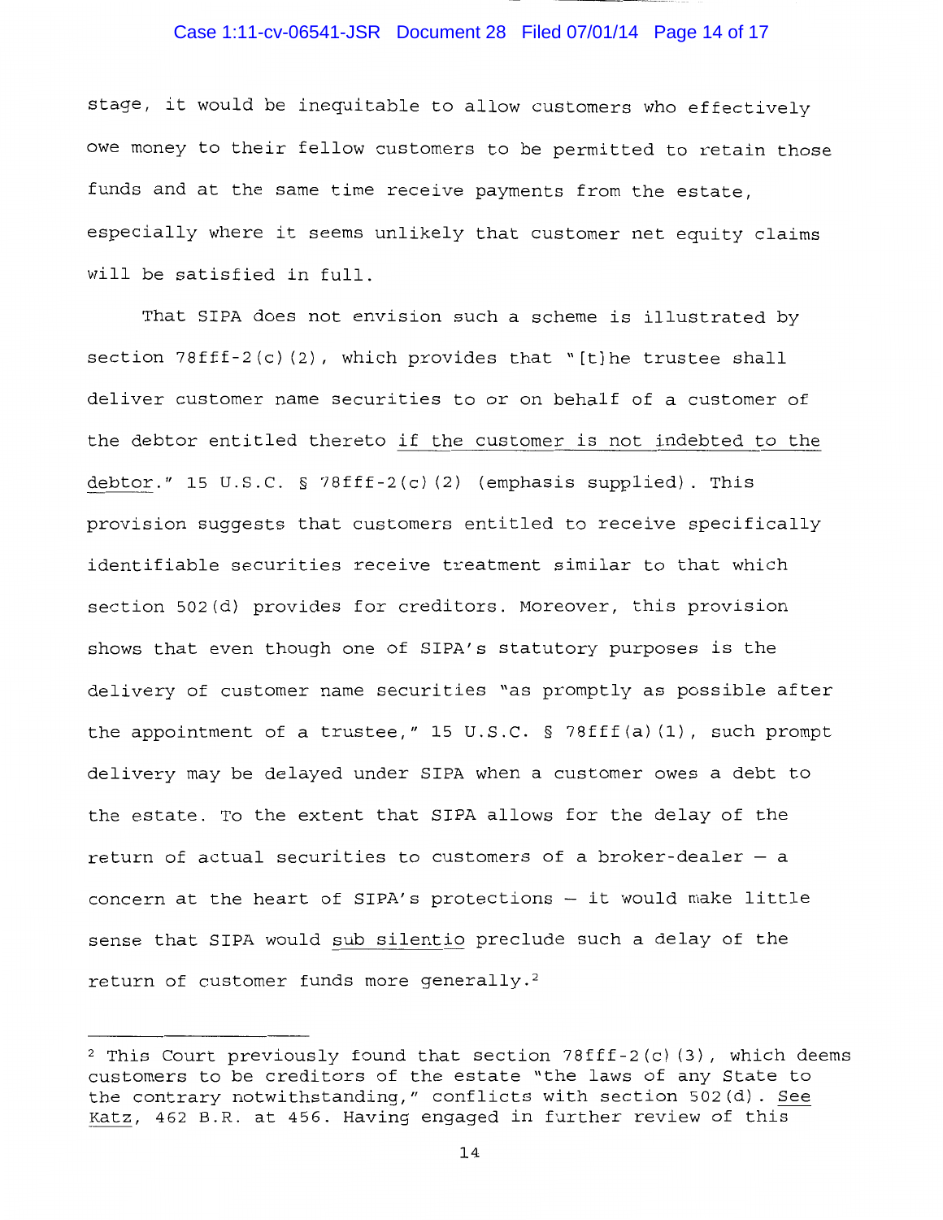stage, it would be inequitable to allow customers who effectively owe money to their fellow customers to be permitted to retain those funds and at the same time receive payments from the estate, especially where it seems unlikely that customer net equity claims will be satisfied in full.

That SIPA does not envision such a scheme is illustrated by section 78fff-2(c)(2), which provides that "[t]he trustee shall deliver customer name securities to or on behalf of a customer of the debtor entitled thereto _if the customer is not indebted to the debtor_." 15 U.S.C. § 78fff-2(c)(2) (emphasis supplied). This provision suggests that customers entitled to receive specifically identifiable securities receive treatment similar to that which section 502(d) provides for creditors. Moreover, this provision shows that even though one of SIPA's statutory purposes is the delivery of customer name securities "as promptly as possible after the appointment of a trustee," 15 U.S.C. § 78fff(a)(1), such prompt delivery may be delayed under SIPA when a customer owes a debt to the estate. To the extent that SIPA allows for the delay of the return of actual securities to customers of a broker-dealer — a concern at the heart of SIPA's protections — it would make little sense that SIPA would _sub silentio_ preclude such a delay of the return of customer funds more generally.[2]

---

[2] This Court previously found that section 78fff-2(c)(3), which deems customers to be creditors of the estate "the laws of any State to the contrary notwithstanding," conflicts with section 502(d). _See Katz_, 462 B.R. at 456. Having engaged in further review of this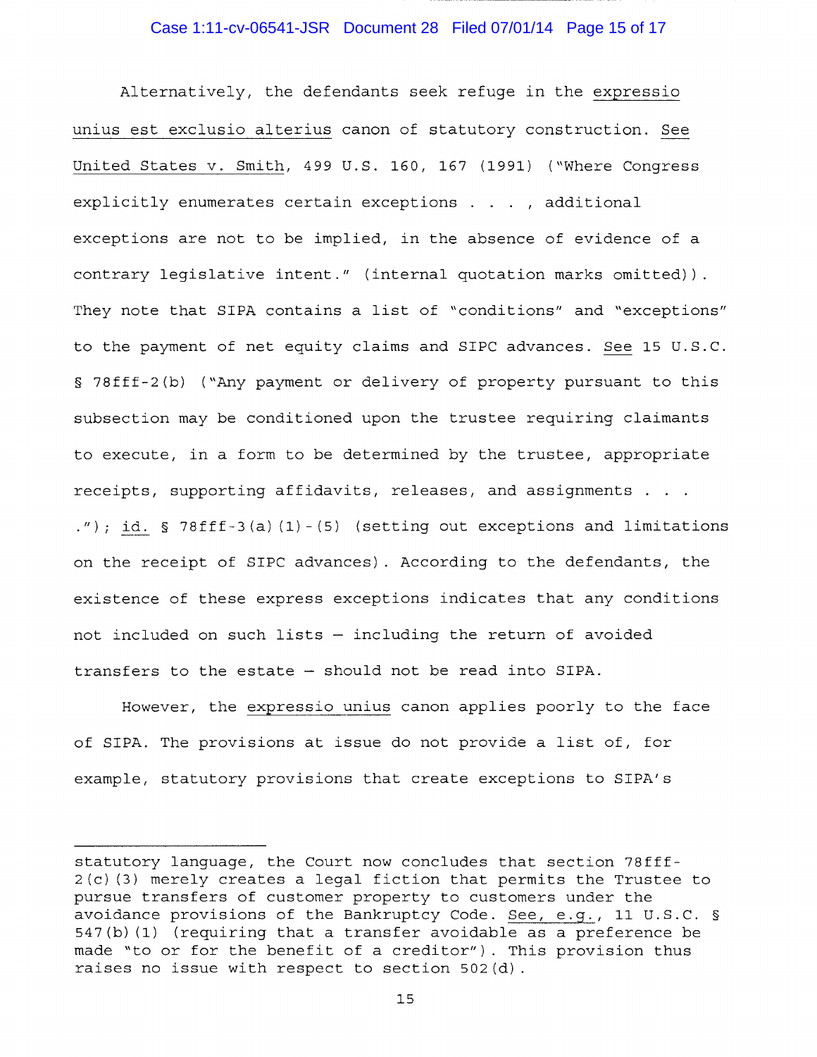Alternatively, the defendants seek refuge in the expressio unius est exclusio alterius canon of statutory construction. See United States v. Smith, 499 U.S. 160, 167 (1991) ("Where Congress explicitly enumerates certain exceptions . . . , additional exceptions are not to be implied, in the absence of evidence of a contrary legislative intent." (internal quotation marks omitted)). They note that SIPA contains a list of "conditions" and "exceptions" to the payment of net equity claims and SIPC advances. See 15 U.S.C. § 78fff-2(b) ("Any payment or delivery of property pursuant to this subsection may be conditioned upon the trustee requiring claimants to execute, in a form to be determined by the trustee, appropriate receipts, supporting affidavits, releases, and assignments . . . ."); id. § 78fff-3(a)(1)-(5) (setting out exceptions and limitations on the receipt of SIPC advances). According to the defendants, the existence of these express exceptions indicates that any conditions not included on such lists – including the return of avoided transfers to the estate – should not be read into SIPA.

However, the expressio unius canon applies poorly to the face of SIPA. The provisions at issue do not provide a list of, for example, statutory provisions that create exceptions to SIPA's

---

statutory language, the Court now concludes that section 78fff-2(c)(3) merely creates a legal fiction that permits the Trustee to pursue transfers of customer property to customers under the avoidance provisions of the Bankruptcy Code. See, e.g., 11 U.S.C. § 547(b)(1) (requiring that a transfer avoidable as a preference be made "to or for the benefit of a creditor"). This provision thus raises no issue with respect to section 502(d).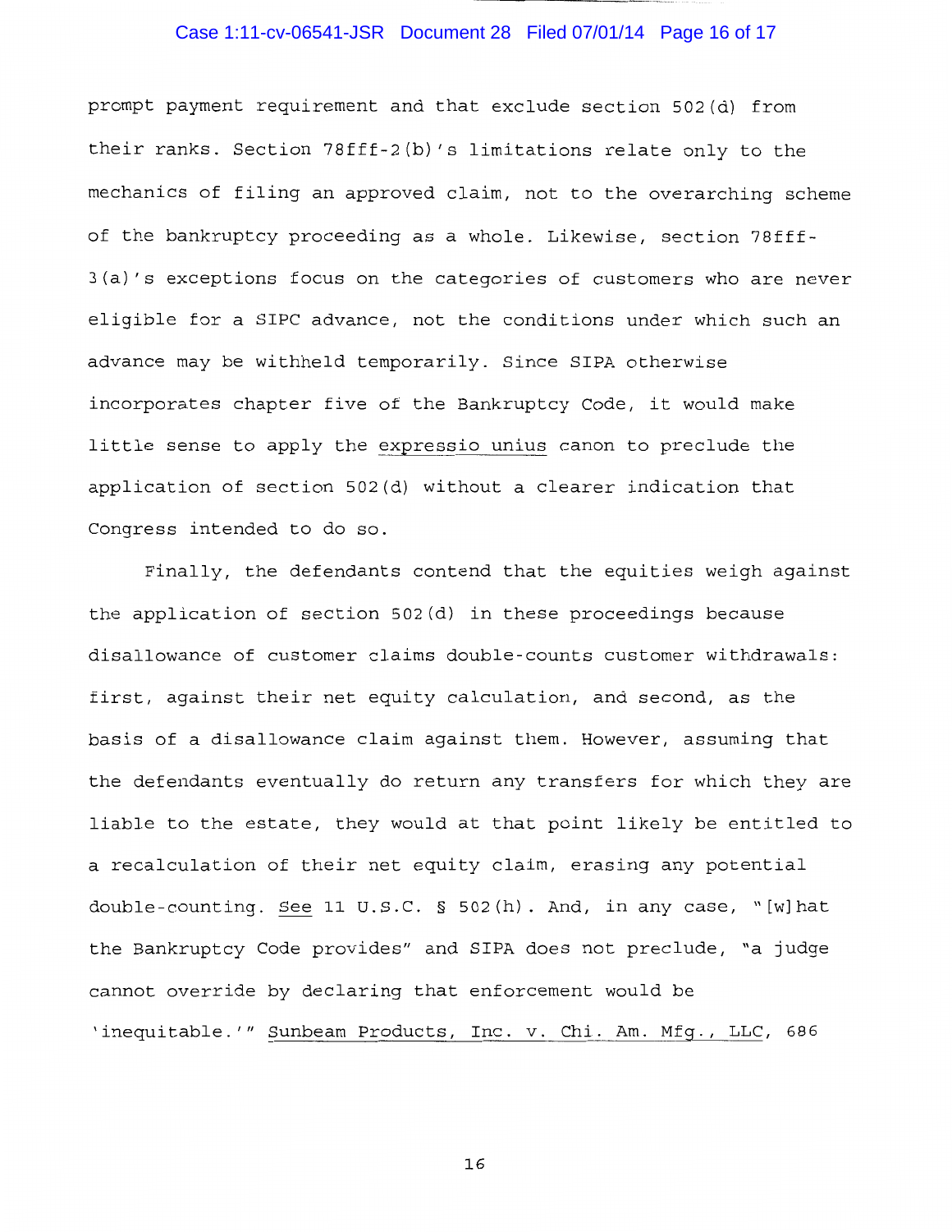prompt payment requirement and that exclude section 502(d) from their ranks. Section 78fff-2(b)'s limitations relate only to the mechanics of filing an approved claim, not to the overarching scheme of the bankruptcy proceeding as a whole. Likewise, section 78fff-3(a)'s exceptions focus on the categories of customers who are never eligible for a SIPC advance, not the conditions under which such an advance may be withheld temporarily. Since SIPA otherwise incorporates chapter five of the Bankruptcy Code, it would make little sense to apply the _expressio unius_ canon to preclude the application of section 502(d) without a clearer indication that Congress intended to do so.

Finally, the defendants contend that the equities weigh against the application of section 502(d) in these proceedings because disallowance of customer claims double-counts customer withdrawals: first, against their net equity calculation, and second, as the basis of a disallowance claim against them. However, assuming that the defendants eventually do return any transfers for which they are liable to the estate, they would at that point likely be entitled to a recalculation of their net equity claim, erasing any potential double-counting. _See_ 11 U.S.C. § 502(h). And, in any case, "[w]hat the Bankruptcy Code provides" and SIPA does not preclude, "a judge cannot override by declaring that enforcement would be 'inequitable.'" _Sunbeam Products, Inc. v. Chi. Am. Mfg., LLC_, 686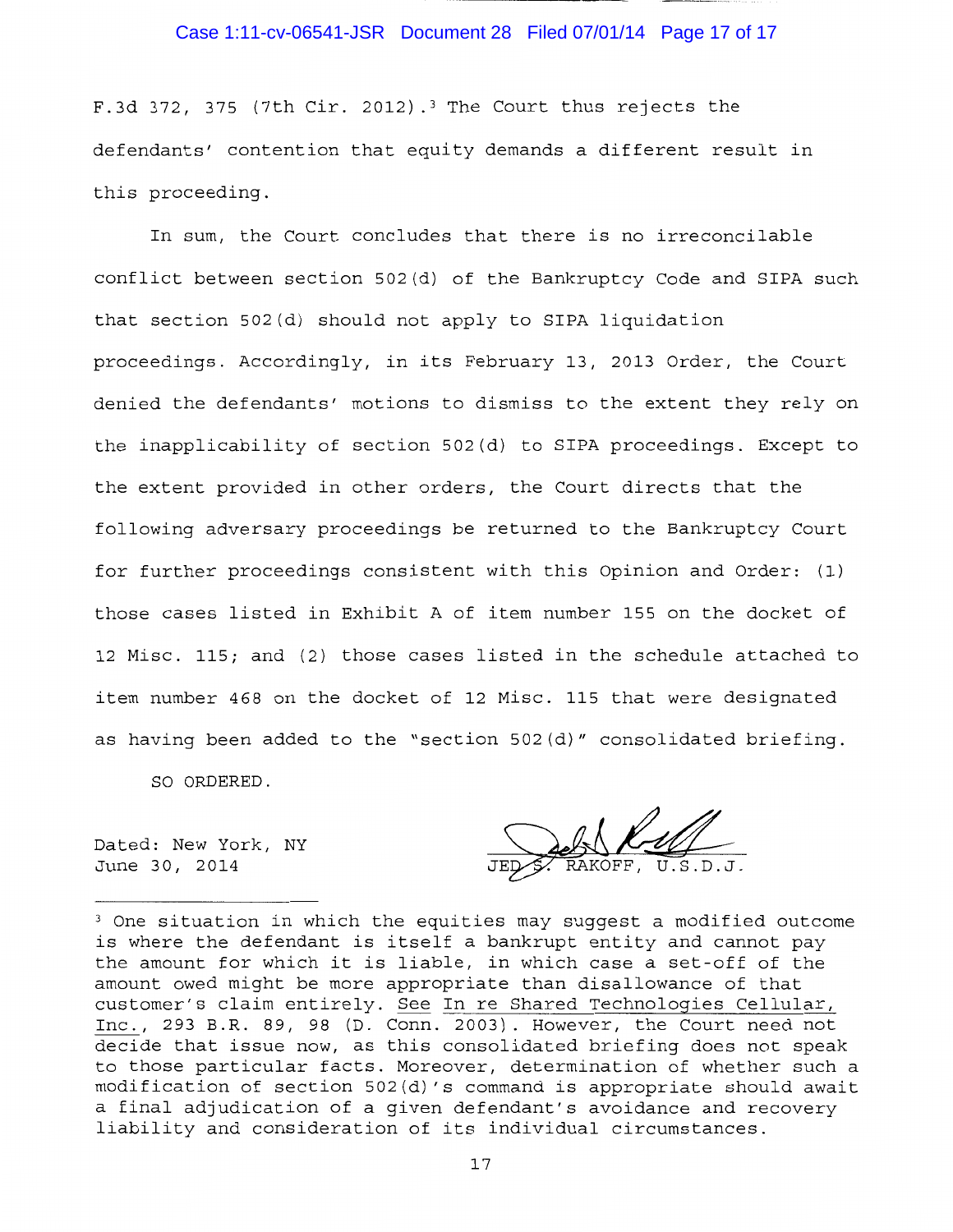F.3d 372, 375 (7th Cir. 2012).[3] The Court thus rejects the defendants' contention that equity demands a different result in this proceeding.

In sum, the Court concludes that there is no irreconcilable conflict between section 502(d) of the Bankruptcy Code and SIPA such that section 502(d) should not apply to SIPA liquidation proceedings. Accordingly, in its February 13, 2013 Order, the Court denied the defendants' motions to dismiss to the extent they rely on the inapplicability of section 502(d) to SIPA proceedings. Except to the extent provided in other orders, the Court directs that the following adversary proceedings be returned to the Bankruptcy Court for further proceedings consistent with this Opinion and Order: (1) those cases listed in Exhibit A of item number 155 on the docket of 12 Misc. 115; and (2) those cases listed in the schedule attached to item number 468 on the docket of 12 Misc. 115 that were designated as having been added to the "section 502(d)" consolidated briefing.

SO ORDERED.

Dated: New York, NY
June 30, 2014

JED S. RAKOFF, U.S.D.J.

---

[3] One situation in which the equities may suggest a modified outcome is where the defendant is itself a bankrupt entity and cannot pay the amount for which it is liable, in which case a set-off of the amount owed might be more appropriate than disallowance of that customer's claim entirely. See In re Shared Technologies Cellular, Inc., 293 B.R. 89, 98 (D. Conn. 2003). However, the Court need not decide that issue now, as this consolidated briefing does not speak to those particular facts. Moreover, determination of whether such a modification of section 502(d)'s command is appropriate should await a final adjudication of a given defendant's avoidance and recovery liability and consideration of its individual circumstances.